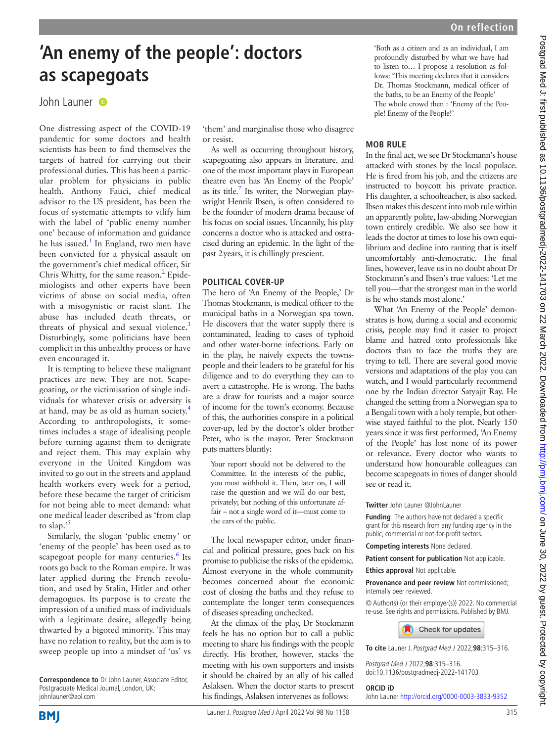# 'An enemy of the people': doctors as scapegoats

John Launer

One distressing aspect of the COVID-19 pandemic for some doctors and health scientists has been to find themselves the targets of hatred for carrying out their professional duties. This has been a particular problem for physicians in public health. Anthony Fauci, chief medical advisor to the US president, has been the focus of systematic attempts to vilify him with the label of 'public enemy number one' because of information and guidance he has issued.[1] In England, two men have been convicted for a physical assault on the government's chief medical officer, Sir Chris Whitty, for the same reason.[2] Epidemiologists and other experts have been victims of abuse on social media, often with a misogynistic or racist slant. The abuse has included death threats, or threats of physical and sexual violence.[3] Disturbingly, some politicians have been complicit in this unhealthy process or have even encouraged it.

It is tempting to believe these malignant practices are new. They are not. Scapegoating, or the victimisation of single individuals for whatever crisis or adversity is at hand, may be as old as human society.[4] According to anthropologists, it sometimes includes a stage of idealising people before turning against them to denigrate and reject them. This may explain why everyone in the United Kingdom was invited to go out in the streets and applaud health workers every week for a period, before these became the target of criticism for not being able to meet demand: what one medical leader described as 'from clap to slap.'[5]

Similarly, the slogan 'public enemy' or 'enemy of the people' has been used as to scapegoat people for many centuries.[6] Its roots go back to the Roman empire. It was later applied during the French revolution, and used by Stalin, Hitler and other demagogues. Its purpose is to create the impression of a unified mass of individuals with a legitimate desire, allegedly being thwarted by a bigoted minority. This may have no relation to reality, but the aim is to sweep people up into a mindset of 'us' vs 'them' and marginalise those who disagree or resist.

As well as occurring throughout history, scapegoating also appears in literature, and one of the most important plays in European theatre even has 'An Enemy of the People' as its title.[7] Its writer, the Norwegian playwright Henrik Ibsen, is often considered to be the founder of modern drama because of his focus on social issues. Uncannily, his play concerns a doctor who is attacked and ostracised during an epidemic. In the light of the past 2years, it is chillingly prescient.

## POLITICAL COVER-UP

The hero of 'An Enemy of the People,' Dr Thomas Stockmann, is medical officer to the municipal baths in a Norwegian spa town. He discovers that the water supply there is contaminated, leading to cases of typhoid and other water-borne infections. Early on in the play, he naively expects the townspeople and their leaders to be grateful for his diligence and to do everything they can to avert a catastrophe. He is wrong. The baths are a draw for tourists and a major source of income for the town's economy. Because of this, the authorities conspire in a political cover-up, led by the doctor's older brother Peter, who is the mayor. Peter Stockmann puts matters bluntly:

> Your report should not be delivered to the Committee. In the interests of the public, you must withhold it. Then, later on, I will raise the question and we will do our best, privately; but nothing of this unfortunate affair – not a single word of it—must come to the ears of the public.

The local newspaper editor, under financial and political pressure, goes back on his promise to publicise the risks of the epidemic. Almost everyone in the whole community becomes concerned about the economic cost of closing the baths and they refuse to contemplate the longer term consequences of diseases spreading unchecked.

At the climax of the play, Dr Stockmann feels he has no option but to call a public meeting to share his findings with the people directly. His brother, however, stacks the meeting with his own supporters and insists it should be chaired by an ally of his called Aslaksen. When the doctor starts to present his findings, Aslaksen intervenes as follows:

> 'Both as a citizen and as an individual, I am profoundly disturbed by what we have had to listen to… I propose a resolution as follows: 'This meeting declares that it considers Dr. Thomas Stockmann, medical officer of the baths, to be an Enemy of the People'
> The whole crowd then : 'Enemy of the People! Enemy of the People!'

## MOB RULE

In the final act, we see Dr Stockmann's house attacked with stones by the local populace. He is fired from his job, and the citizens are instructed to boycott his private practice. His daughter, a schoolteacher, is also sacked. Ibsen makes this descent into mob rule within an apparently polite, law-abiding Norwegian town entirely credible. We also see how it leads the doctor at times to lose his own equilibrium and decline into ranting that is itself uncomfortably anti-democratic. The final lines, however, leave us in no doubt about Dr Stockmann's and Ibsen's true values: 'Let me tell you—that the strongest man in the world is he who stands most alone.'

What 'An Enemy of the People' demonstrates is how, during a social and economic crisis, people may find it easier to project blame and hatred onto professionals like doctors than to face the truths they are trying to tell. There are several good movie versions and adaptations of the play you can watch, and I would particularly recommend one by the Indian director Satyajit Ray. He changed the setting from a Norwegian spa to a Bengali town with a holy temple, but otherwise stayed faithful to the plot. Nearly 150 years since it was first performed, 'An Enemy of the People' has lost none of its power or relevance. Every doctor who wants to understand how honourable colleagues can become scapegoats in times of danger should see or read it.

**Twitter** John Launer @JohnLauner

**Funding** The authors have not declared a specific grant for this research from any funding agency in the public, commercial or not-for-profit sectors.

**Competing interests** None declared.

**Patient consent for publication** Not applicable.

**Ethics approval** Not applicable.

**Provenance and peer review** Not commissioned; internally peer reviewed.

© Author(s) (or their employer(s)) 2022. No commercial re-use. See rights and permissions. Published by BMJ.

**To cite** Launer J. *Postgrad Med J* 2022;**98**:315–316.

*Postgrad Med J* 2022;**98**:315–316.
doi:10.1136/postgradmedj-2022-141703

**ORCID iD**
John Launer http://orcid.org/0000-0003-3833-9352

**Correspondence to** Dr John Launer, Associate Editor, Postgraduate Medical Journal, London, UK; johnlauner@aol.com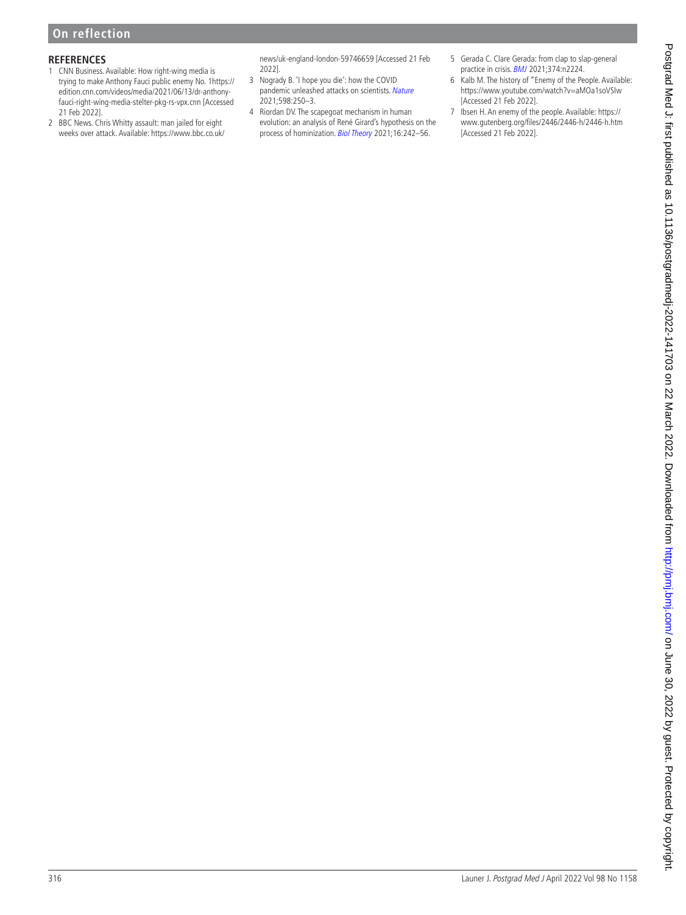## REFERENCES

1. CNN Business. Available: How right-wing media is trying to make Anthony Fauci public enemy No. 1https://edition.cnn.com/videos/media/2021/06/13/dr-anthony-fauci-right-wing-media-stelter-pkg-rs-vpx.cnn [Accessed 21 Feb 2022].
2. BBC News. Chris Whitty assault: man jailed for eight weeks over attack. Available: https://www.bbc.co.uk/news/uk-england-london-59746659 [Accessed 21 Feb 2022].
3. Nogrady B. 'I hope you die': how the COVID pandemic unleashed attacks on scientists. *Nature* 2021;598:250–3.
4. Riordan DV. The scapegoat mechanism in human evolution: an analysis of René Girard's hypothesis on the process of hominization. *Biol Theory* 2021;16:242–56.
5. Gerada C. Clare Gerada: from clap to slap-general practice in crisis. *BMJ* 2021;374:n2224.
6. Kalb M. The history of "Enemy of the People. Available: https://www.youtube.com/watch?v=aMOa1soVSIw [Accessed 21 Feb 2022].
7. Ibsen H. An enemy of the people. Available: https://www.gutenberg.org/files/2446/2446-h/2446-h.htm [Accessed 21 Feb 2022].